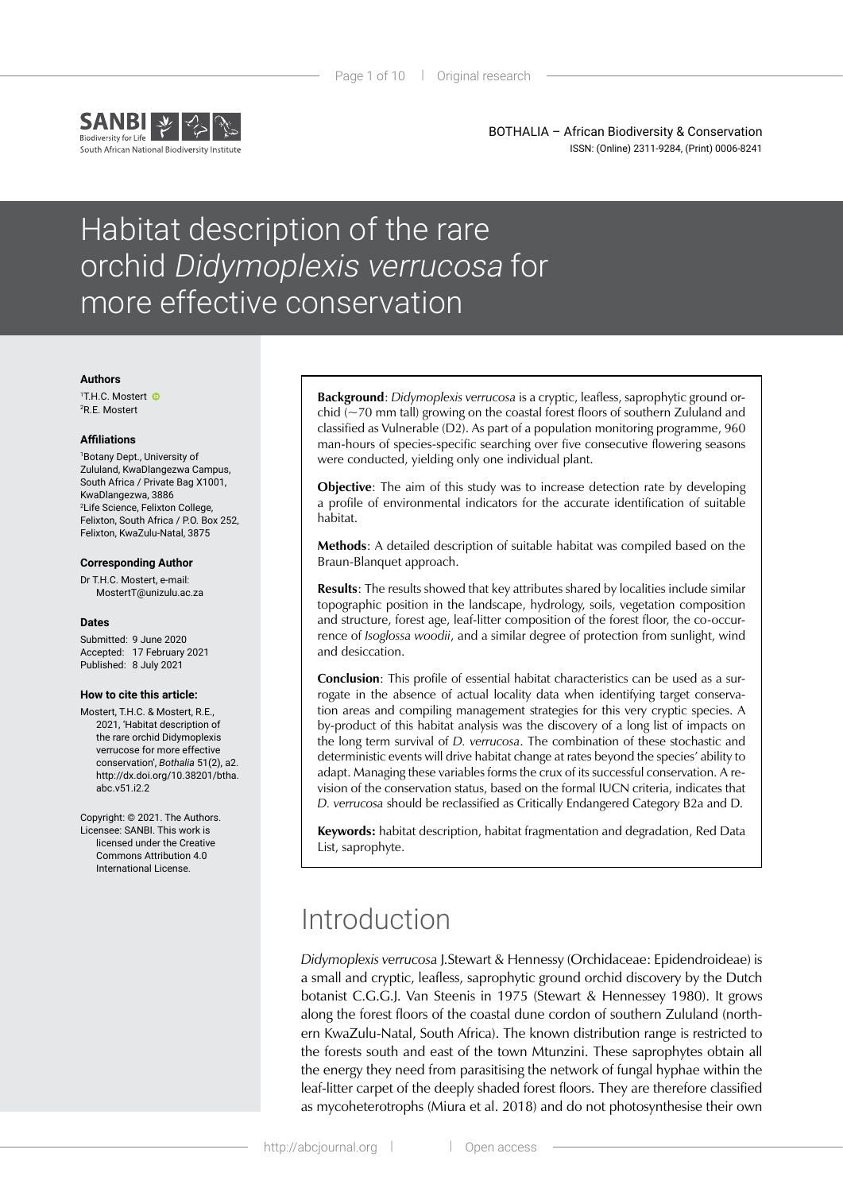BOTHALIA – African Biodiversity & Conservation
ISSN: (Online) 2311-9284, (Print) 0006-8241

# Habitat description of the rare orchid *Didymoplexis verrucosa* for more effective conservation

### Authors

[1]T.H.C. Mostert
[2]R.E. Mostert

### Affiliations

[1]Botany Dept., University of Zululand, KwaDlangezwa Campus, South Africa / Private Bag X1001, KwaDlangezwa, 3886
[2]Life Science, Felixton College, Felixton, South Africa / P.O. Box 252, Felixton, KwaZulu-Natal, 3875

### Corresponding Author

Dr T.H.C. Mostert, e-mail: MostertT@unizulu.ac.za

### Dates

Submitted: 9 June 2020
Accepted: 17 February 2021
Published: 8 July 2021

### How to cite this article:

Mostert, T.H.C. & Mostert, R.E., 2021, 'Habitat description of the rare orchid Didymoplexis verrucose for more effective conservation', *Bothalia* 51(2), a2. http://dx.doi.org/10.38201/btha.abc.v51.i2.2

Copyright: © 2021. The Authors. Licensee: SANBI. This work is licensed under the Creative Commons Attribution 4.0 International License.

**Background**: *Didymoplexis verrucosa* is a cryptic, leafless, saprophytic ground orchid (~70 mm tall) growing on the coastal forest floors of southern Zululand and classified as Vulnerable (D2). As part of a population monitoring programme, 960 man-hours of species-specific searching over five consecutive flowering seasons were conducted, yielding only one individual plant.

**Objective**: The aim of this study was to increase detection rate by developing a profile of environmental indicators for the accurate identification of suitable habitat.

**Methods**: A detailed description of suitable habitat was compiled based on the Braun-Blanquet approach.

**Results**: The results showed that key attributes shared by localities include similar topographic position in the landscape, hydrology, soils, vegetation composition and structure, forest age, leaf-litter composition of the forest floor, the co-occurrence of *Isoglossa woodii*, and a similar degree of protection from sunlight, wind and desiccation.

**Conclusion**: This profile of essential habitat characteristics can be used as a surrogate in the absence of actual locality data when identifying target conservation areas and compiling management strategies for this very cryptic species. A by-product of this habitat analysis was the discovery of a long list of impacts on the long term survival of *D. verrucosa*. The combination of these stochastic and deterministic events will drive habitat change at rates beyond the species' ability to adapt. Managing these variables forms the crux of its successful conservation. A revision of the conservation status, based on the formal IUCN criteria, indicates that *D. verrucosa* should be reclassified as Critically Endangered Category B2a and D.

**Keywords:** habitat description, habitat fragmentation and degradation, Red Data List, saprophyte.

## Introduction

*Didymoplexis verrucosa* J.Stewart & Hennessy (Orchidaceae: Epidendroideae) is a small and cryptic, leafless, saprophytic ground orchid discovery by the Dutch botanist C.G.G.J. Van Steenis in 1975 (Stewart & Hennessey 1980). It grows along the forest floors of the coastal dune cordon of southern Zululand (northern KwaZulu-Natal, South Africa). The known distribution range is restricted to the forests south and east of the town Mtunzini. These saprophytes obtain all the energy they need from parasitising the network of fungal hyphae within the leaf-litter carpet of the deeply shaded forest floors. They are therefore classified as mycoheterotrophs (Miura et al. 2018) and do not photosynthesise their own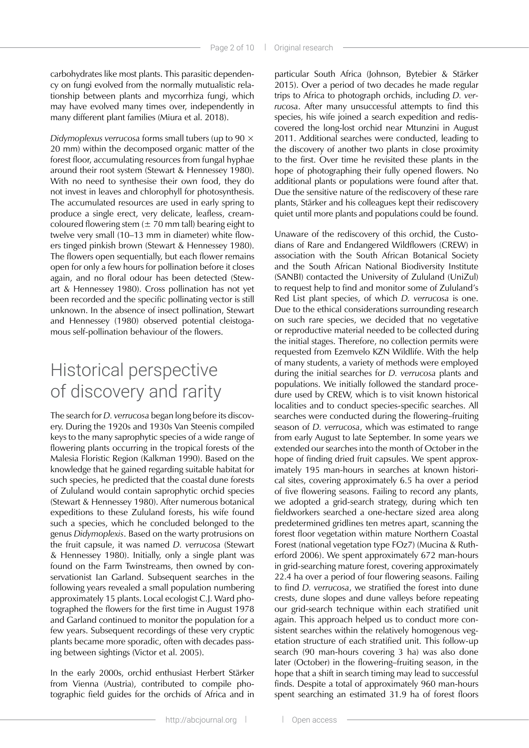carbohydrates like most plants. This parasitic dependency on fungi evolved from the normally mutualistic relationship between plants and mycorrhiza fungi, which may have evolved many times over, independently in many different plant families (Miura et al. 2018).

*Didymoplexus verrucosa* forms small tubers (up to 90 × 20 mm) within the decomposed organic matter of the forest floor, accumulating resources from fungal hyphae around their root system (Stewart & Hennessey 1980). With no need to synthesise their own food, they do not invest in leaves and chlorophyll for photosynthesis. The accumulated resources are used in early spring to produce a single erect, very delicate, leafless, cream-coloured flowering stem (± 70 mm tall) bearing eight to twelve very small (10–13 mm in diameter) white flowers tinged pinkish brown (Stewart & Hennessey 1980). The flowers open sequentially, but each flower remains open for only a few hours for pollination before it closes again, and no floral odour has been detected (Stewart & Hennessey 1980). Cross pollination has not yet been recorded and the specific pollinating vector is still unknown. In the absence of insect pollination, Stewart and Hennessey (1980) observed potential cleistogamous self-pollination behaviour of the flowers.

# Historical perspective of discovery and rarity

The search for *D. verrucosa* began long before its discovery. During the 1920s and 1930s Van Steenis compiled keys to the many saprophytic species of a wide range of flowering plants occurring in the tropical forests of the Malesia Floristic Region (Kalkman 1990). Based on the knowledge that he gained regarding suitable habitat for such species, he predicted that the coastal dune forests of Zululand would contain saprophytic orchid species (Stewart & Hennessey 1980). After numerous botanical expeditions to these Zululand forests, his wife found such a species, which he concluded belonged to the genus *Didymoplexis*. Based on the warty protrusions on the fruit capsule, it was named *D. verrucosa* (Stewart & Hennessey 1980). Initially, only a single plant was found on the Farm Twinstreams, then owned by conservationist Ian Garland. Subsequent searches in the following years revealed a small population numbering approximately 15 plants. Local ecologist C.J. Ward photographed the flowers for the first time in August 1978 and Garland continued to monitor the population for a few years. Subsequent recordings of these very cryptic plants became more sporadic, often with decades passing between sightings (Victor et al. 2005).

In the early 2000s, orchid enthusiast Herbert Stärker from Vienna (Austria), contributed to compile photographic field guides for the orchids of Africa and in particular South Africa (Johnson, Bytebier & Stärker 2015). Over a period of two decades he made regular trips to Africa to photograph orchids, including *D. verrucosa*. After many unsuccessful attempts to find this species, his wife joined a search expedition and rediscovered the long-lost orchid near Mtunzini in August 2011. Additional searches were conducted, leading to the discovery of another two plants in close proximity to the first. Over time he revisited these plants in the hope of photographing their fully opened flowers. No additional plants or populations were found after that. Due the sensitive nature of the rediscovery of these rare plants, Stärker and his colleagues kept their rediscovery quiet until more plants and populations could be found.

Unaware of the rediscovery of this orchid, the Custodians of Rare and Endangered Wildflowers (CREW) in association with the South African Botanical Society and the South African National Biodiversity Institute (SANBI) contacted the University of Zululand (UniZul) to request help to find and monitor some of Zululand's Red List plant species, of which *D. verrucosa* is one. Due to the ethical considerations surrounding research on such rare species, we decided that no vegetative or reproductive material needed to be collected during the initial stages. Therefore, no collection permits were requested from Ezemvelo KZN Wildlife. With the help of many students, a variety of methods were employed during the initial searches for *D. verrucosa* plants and populations. We initially followed the standard procedure used by CREW, which is to visit known historical localities and to conduct species-specific searches. All searches were conducted during the flowering–fruiting season of *D. verrucosa*, which was estimated to range from early August to late September. In some years we extended our searches into the month of October in the hope of finding dried fruit capsules. We spent approximately 195 man-hours in searches at known historical sites, covering approximately 6.5 ha over a period of five flowering seasons. Failing to record any plants, we adopted a grid-search strategy, during which ten fieldworkers searched a one-hectare sized area along predetermined gridlines ten metres apart, scanning the forest floor vegetation within mature Northern Coastal Forest (national vegetation type FOz7) (Mucina & Rutherford 2006). We spent approximately 672 man-hours in grid-searching mature forest, covering approximately 22.4 ha over a period of four flowering seasons. Failing to find *D. verrucosa*, we stratified the forest into dune crests, dune slopes and dune valleys before repeating our grid-search technique within each stratified unit again. This approach helped us to conduct more consistent searches within the relatively homogenous vegetation structure of each stratified unit. This follow-up search (90 man-hours covering 3 ha) was also done later (October) in the flowering–fruiting season, in the hope that a shift in search timing may lead to successful finds. Despite a total of approximately 960 man-hours spent searching an estimated 31.9 ha of forest floors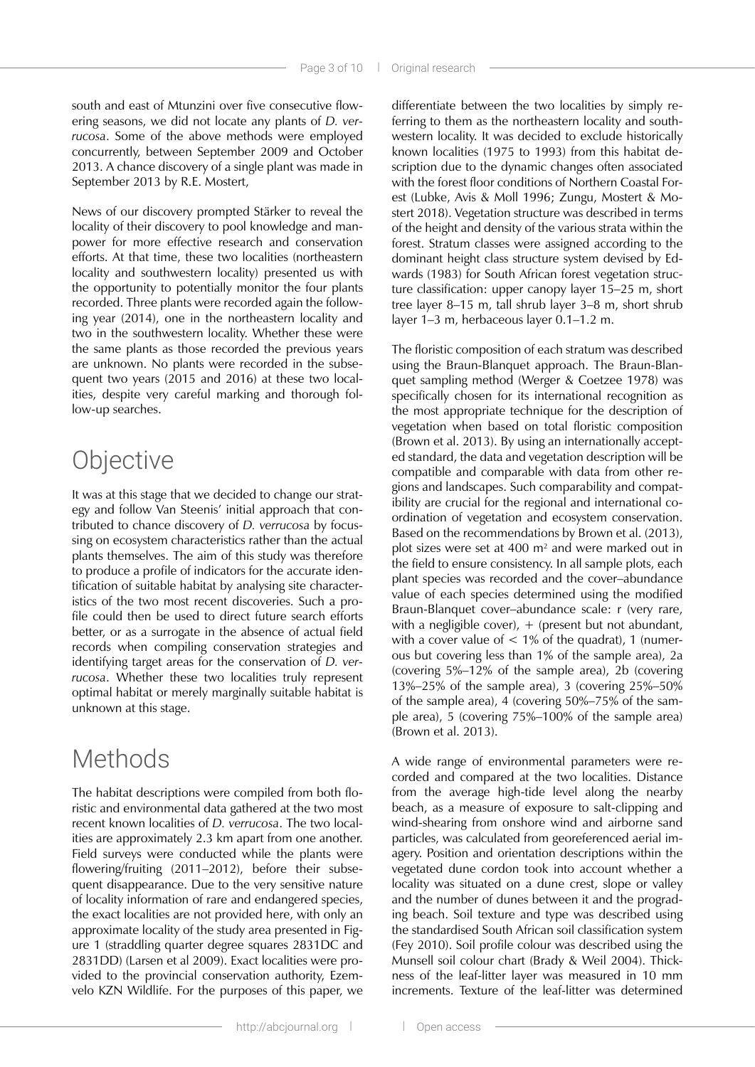south and east of Mtunzini over five consecutive flowering seasons, we did not locate any plants of *D. verrucosa*. Some of the above methods were employed concurrently, between September 2009 and October 2013. A chance discovery of a single plant was made in September 2013 by R.E. Mostert,

News of our discovery prompted Stärker to reveal the locality of their discovery to pool knowledge and manpower for more effective research and conservation efforts. At that time, these two localities (northeastern locality and southwestern locality) presented us with the opportunity to potentially monitor the four plants recorded. Three plants were recorded again the following year (2014), one in the northeastern locality and two in the southwestern locality. Whether these were the same plants as those recorded the previous years are unknown. No plants were recorded in the subsequent two years (2015 and 2016) at these two localities, despite very careful marking and thorough follow-up searches.

# Objective

It was at this stage that we decided to change our strategy and follow Van Steenis' initial approach that contributed to chance discovery of *D. verrucosa* by focussing on ecosystem characteristics rather than the actual plants themselves. The aim of this study was therefore to produce a profile of indicators for the accurate identification of suitable habitat by analysing site characteristics of the two most recent discoveries. Such a profile could then be used to direct future search efforts better, or as a surrogate in the absence of actual field records when compiling conservation strategies and identifying target areas for the conservation of *D. verrucosa*. Whether these two localities truly represent optimal habitat or merely marginally suitable habitat is unknown at this stage.

# Methods

The habitat descriptions were compiled from both floristic and environmental data gathered at the two most recent known localities of *D. verrucosa*. The two localities are approximately 2.3 km apart from one another. Field surveys were conducted while the plants were flowering/fruiting (2011–2012), before their subsequent disappearance. Due to the very sensitive nature of locality information of rare and endangered species, the exact localities are not provided here, with only an approximate locality of the study area presented in Figure 1 (straddling quarter degree squares 2831DC and 2831DD) (Larsen et al 2009). Exact localities were provided to the provincial conservation authority, Ezemvelo KZN Wildlife. For the purposes of this paper, we differentiate between the two localities by simply referring to them as the northeastern locality and southwestern locality. It was decided to exclude historically known localities (1975 to 1993) from this habitat description due to the dynamic changes often associated with the forest floor conditions of Northern Coastal Forest (Lubke, Avis & Moll 1996; Zungu, Mostert & Mostert 2018). Vegetation structure was described in terms of the height and density of the various strata within the forest. Stratum classes were assigned according to the dominant height class structure system devised by Edwards (1983) for South African forest vegetation structure classification: upper canopy layer 15–25 m, short tree layer 8–15 m, tall shrub layer 3–8 m, short shrub layer 1–3 m, herbaceous layer 0.1–1.2 m.

The floristic composition of each stratum was described using the Braun-Blanquet approach. The Braun-Blanquet sampling method (Werger & Coetzee 1978) was specifically chosen for its international recognition as the most appropriate technique for the description of vegetation when based on total floristic composition (Brown et al. 2013). By using an internationally accepted standard, the data and vegetation description will be compatible and comparable with data from other regions and landscapes. Such comparability and compatibility are crucial for the regional and international coordination of vegetation and ecosystem conservation. Based on the recommendations by Brown et al. (2013), plot sizes were set at 400 m$^2$ and were marked out in the field to ensure consistency. In all sample plots, each plant species was recorded and the cover–abundance value of each species determined using the modified Braun-Blanquet cover–abundance scale: r (very rare, with a negligible cover), + (present but not abundant, with a cover value of < 1% of the quadrat), 1 (numerous but covering less than 1% of the sample area), 2a (covering 5%–12% of the sample area), 2b (covering 13%–25% of the sample area), 3 (covering 25%–50% of the sample area), 4 (covering 50%–75% of the sample area), 5 (covering 75%–100% of the sample area) (Brown et al. 2013).

A wide range of environmental parameters were recorded and compared at the two localities. Distance from the average high-tide level along the nearby beach, as a measure of exposure to salt-clipping and wind-shearing from onshore wind and airborne sand particles, was calculated from georeferenced aerial imagery. Position and orientation descriptions within the vegetated dune cordon took into account whether a locality was situated on a dune crest, slope or valley and the number of dunes between it and the prograding beach. Soil texture and type was described using the standardised South African soil classification system (Fey 2010). Soil profile colour was described using the Munsell soil colour chart (Brady & Weil 2004). Thickness of the leaf-litter layer was measured in 10 mm increments. Texture of the leaf-litter was determined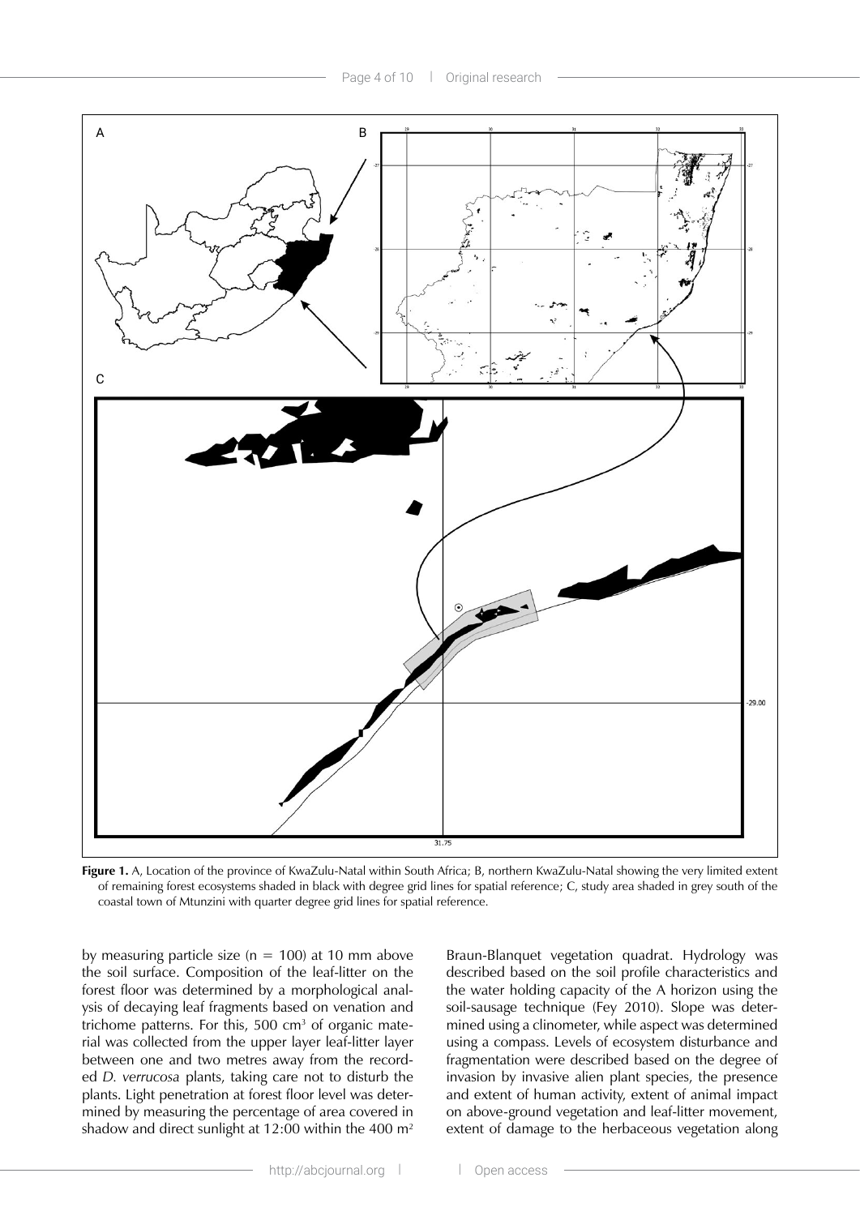**Figure 1.** A, Location of the province of KwaZulu-Natal within South Africa; B, northern KwaZulu-Natal showing the very limited extent of remaining forest ecosystems shaded in black with degree grid lines for spatial reference; C, study area shaded in grey south of the coastal town of Mtunzini with quarter degree grid lines for spatial reference.

by measuring particle size (n = 100) at 10 mm above the soil surface. Composition of the leaf-litter on the forest floor was determined by a morphological analysis of decaying leaf fragments based on venation and trichome patterns. For this, 500 cm$^3$ of organic material was collected from the upper layer leaf-litter layer between one and two metres away from the recorded *D. verrucosa* plants, taking care not to disturb the plants. Light penetration at forest floor level was determined by measuring the percentage of area covered in shadow and direct sunlight at 12:00 within the 400 m$^2$ Braun-Blanquet vegetation quadrat. Hydrology was described based on the soil profile characteristics and the water holding capacity of the A horizon using the soil-sausage technique (Fey 2010). Slope was determined using a clinometer, while aspect was determined using a compass. Levels of ecosystem disturbance and fragmentation were described based on the degree of invasion by invasive alien plant species, the presence and extent of human activity, extent of animal impact on above-ground vegetation and leaf-litter movement, extent of damage to the herbaceous vegetation along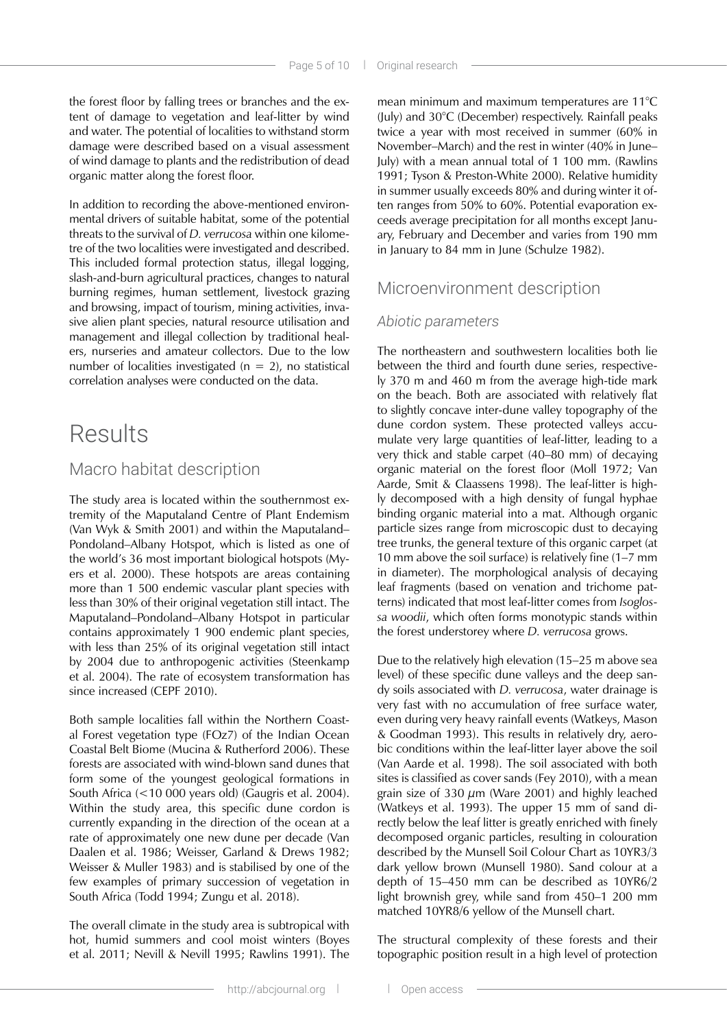the forest floor by falling trees or branches and the extent of damage to vegetation and leaf-litter by wind and water. The potential of localities to withstand storm damage were described based on a visual assessment of wind damage to plants and the redistribution of dead organic matter along the forest floor.

In addition to recording the above-mentioned environmental drivers of suitable habitat, some of the potential threats to the survival of *D. verrucosa* within one kilometre of the two localities were investigated and described. This included formal protection status, illegal logging, slash-and-burn agricultural practices, changes to natural burning regimes, human settlement, livestock grazing and browsing, impact of tourism, mining activities, invasive alien plant species, natural resource utilisation and management and illegal collection by traditional healers, nurseries and amateur collectors. Due to the low number of localities investigated (n = 2), no statistical correlation analyses were conducted on the data.

# Results

## Macro habitat description

The study area is located within the southernmost extremity of the Maputaland Centre of Plant Endemism (Van Wyk & Smith 2001) and within the Maputaland–Pondoland–Albany Hotspot, which is listed as one of the world's 36 most important biological hotspots (Myers et al. 2000). These hotspots are areas containing more than 1 500 endemic vascular plant species with less than 30% of their original vegetation still intact. The Maputaland–Pondoland–Albany Hotspot in particular contains approximately 1 900 endemic plant species, with less than 25% of its original vegetation still intact by 2004 due to anthropogenic activities (Steenkamp et al. 2004). The rate of ecosystem transformation has since increased (CEPF 2010).

Both sample localities fall within the Northern Coastal Forest vegetation type (FOz7) of the Indian Ocean Coastal Belt Biome (Mucina & Rutherford 2006). These forests are associated with wind-blown sand dunes that form some of the youngest geological formations in South Africa (<10 000 years old) (Gaugris et al. 2004). Within the study area, this specific dune cordon is currently expanding in the direction of the ocean at a rate of approximately one new dune per decade (Van Daalen et al. 1986; Weisser, Garland & Drews 1982; Weisser & Muller 1983) and is stabilised by one of the few examples of primary succession of vegetation in South Africa (Todd 1994; Zungu et al. 2018).

The overall climate in the study area is subtropical with hot, humid summers and cool moist winters (Boyes et al. 2011; Nevill & Nevill 1995; Rawlins 1991). The mean minimum and maximum temperatures are 11°C (July) and 30°C (December) respectively. Rainfall peaks twice a year with most received in summer (60% in November–March) and the rest in winter (40% in June–July) with a mean annual total of 1 100 mm. (Rawlins 1991; Tyson & Preston-White 2000). Relative humidity in summer usually exceeds 80% and during winter it often ranges from 50% to 60%. Potential evaporation exceeds average precipitation for all months except January, February and December and varies from 190 mm in January to 84 mm in June (Schulze 1982).

## Microenvironment description

### Abiotic parameters

The northeastern and southwestern localities both lie between the third and fourth dune series, respectively 370 m and 460 m from the average high-tide mark on the beach. Both are associated with relatively flat to slightly concave inter-dune valley topography of the dune cordon system. These protected valleys accumulate very large quantities of leaf-litter, leading to a very thick and stable carpet (40–80 mm) of decaying organic material on the forest floor (Moll 1972; Van Aarde, Smit & Claassens 1998). The leaf-litter is highly decomposed with a high density of fungal hyphae binding organic material into a mat. Although organic particle sizes range from microscopic dust to decaying tree trunks, the general texture of this organic carpet (at 10 mm above the soil surface) is relatively fine (1–7 mm in diameter). The morphological analysis of decaying leaf fragments (based on venation and trichome patterns) indicated that most leaf-litter comes from *Isoglossa woodii*, which often forms monotypic stands within the forest understorey where *D. verrucosa* grows.

Due to the relatively high elevation (15–25 m above sea level) of these specific dune valleys and the deep sandy soils associated with *D. verrucosa*, water drainage is very fast with no accumulation of free surface water, even during very heavy rainfall events (Watkeys, Mason & Goodman 1993). This results in relatively dry, aerobic conditions within the leaf-litter layer above the soil (Van Aarde et al. 1998). The soil associated with both sites is classified as cover sands (Fey 2010), with a mean grain size of 330 $\mu$m (Ware 2001) and highly leached (Watkeys et al. 1993). The upper 15 mm of sand directly below the leaf litter is greatly enriched with finely decomposed organic particles, resulting in colouration described by the Munsell Soil Colour Chart as 10YR3/3 dark yellow brown (Munsell 1980). Sand colour at a depth of 15–450 mm can be described as 10YR6/2 light brownish grey, while sand from 450–1 200 mm matched 10YR8/6 yellow of the Munsell chart.

The structural complexity of these forests and their topographic position result in a high level of protection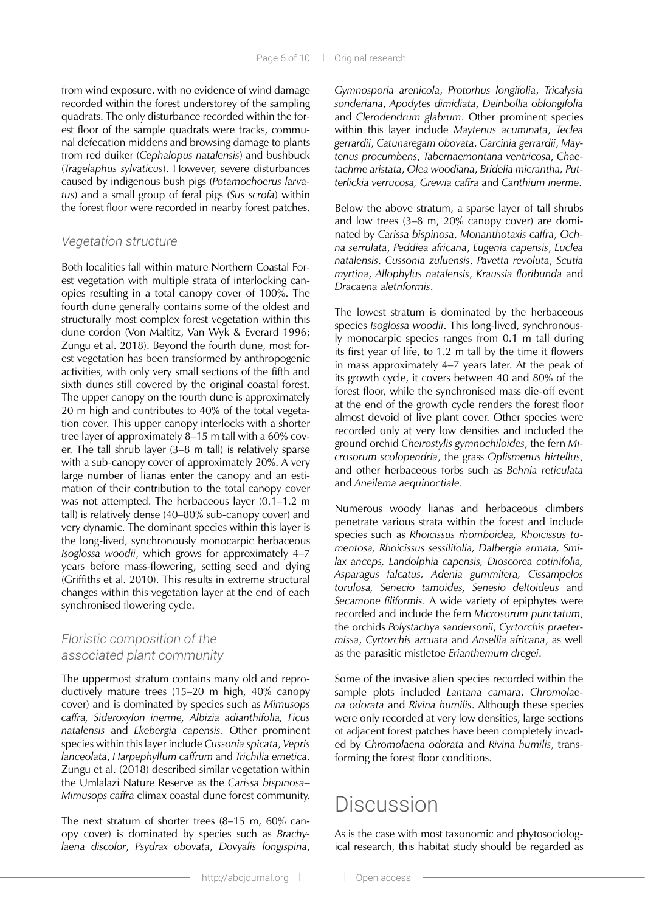from wind exposure, with no evidence of wind damage recorded within the forest understorey of the sampling quadrats. The only disturbance recorded within the forest floor of the sample quadrats were tracks, communal defecation middens and browsing damage to plants from red duiker (*Cephalopus natalensis*) and bushbuck (*Tragelaphus sylvaticus*). However, severe disturbances caused by indigenous bush pigs (*Potamochoerus larvatus*) and a small group of feral pigs (*Sus scrofa*) within the forest floor were recorded in nearby forest patches.

### Vegetation structure

Both localities fall within mature Northern Coastal Forest vegetation with multiple strata of interlocking canopies resulting in a total canopy cover of 100%. The fourth dune generally contains some of the oldest and structurally most complex forest vegetation within this dune cordon (Von Maltitz, Van Wyk & Everard 1996; Zungu et al. 2018). Beyond the fourth dune, most forest vegetation has been transformed by anthropogenic activities, with only very small sections of the fifth and sixth dunes still covered by the original coastal forest. The upper canopy on the fourth dune is approximately 20 m high and contributes to 40% of the total vegetation cover. This upper canopy interlocks with a shorter tree layer of approximately 8–15 m tall with a 60% cover. The tall shrub layer (3–8 m tall) is relatively sparse with a sub-canopy cover of approximately 20%. A very large number of lianas enter the canopy and an estimation of their contribution to the total canopy cover was not attempted. The herbaceous layer (0.1–1.2 m tall) is relatively dense (40–80% sub-canopy cover) and very dynamic. The dominant species within this layer is the long-lived, synchronously monocarpic herbaceous *Isoglossa woodii*, which grows for approximately 4–7 years before mass-flowering, setting seed and dying (Griffiths et al. 2010). This results in extreme structural changes within this vegetation layer at the end of each synchronised flowering cycle.

### Floristic composition of the associated plant community

The uppermost stratum contains many old and reproductively mature trees (15–20 m high, 40% canopy cover) and is dominated by species such as *Mimusops caffra, Sideroxylon inerme, Albizia adianthifolia, Ficus natalensis* and *Ekebergia capensis*. Other prominent species within this layer include *Cussonia spicata*, *Vepris lanceolata*, *Harpephyllum caffrum* and *Trichilia emetica*. Zungu et al. (2018) described similar vegetation within the Umlalazi Nature Reserve as the *Carissa bispinosa*–*Mimusops caffra* climax coastal dune forest community.

The next stratum of shorter trees (8–15 m, 60% canopy cover) is dominated by species such as *Brachylaena discolor*, *Psydrax obovata*, *Dovyalis longispina*, *Gymnosporia arenicola*, *Protorhus longifolia*, *Tricalysia sonderiana*, *Apodytes dimidiata*, *Deinbollia oblongifolia* and *Clerodendrum glabrum*. Other prominent species within this layer include *Maytenus acuminata*, *Teclea gerrardii*, *Catunaregam obovata*, *Garcinia gerrardii*, *Maytenus procumbens*, *Tabernaemontana ventricosa*, *Chaetachme aristata*, *Olea woodiana*, *Bridelia micrantha, Putterlickia verrucosa, Grewia caffra* and *Canthium inerme*.

Below the above stratum, a sparse layer of tall shrubs and low trees (3–8 m, 20% canopy cover) are dominated by *Carissa bispinosa*, *Monanthotaxis caffra*, *Ochna serrulata*, *Peddiea africana*, *Eugenia capensis*, *Euclea natalensis*, *Cussonia zuluensis*, *Pavetta revoluta*, *Scutia myrtina*, *Allophylus natalensis*, *Kraussia floribunda* and *Dracaena aletriformis*.

The lowest stratum is dominated by the herbaceous species *Isoglossa woodii*. This long-lived, synchronously monocarpic species ranges from 0.1 m tall during its first year of life, to 1.2 m tall by the time it flowers in mass approximately 4–7 years later. At the peak of its growth cycle, it covers between 40 and 80% of the forest floor, while the synchronised mass die-off event at the end of the growth cycle renders the forest floor almost devoid of live plant cover. Other species were recorded only at very low densities and included the ground orchid *Cheirostylis gymnochiloides*, the fern *Microsorum scolopendria*, the grass *Oplismenus hirtellus*, and other herbaceous forbs such as *Behnia reticulata* and *Aneilema aequinoctiale*.

Numerous woody lianas and herbaceous climbers penetrate various strata within the forest and include species such as *Rhoicissus rhomboidea, Rhoicissus tomentosa, Rhoicissus sessilifolia, Dalbergia armata, Smilax anceps, Landolphia capensis, Dioscorea cotinifolia, Asparagus falcatus, Adenia gummifera, Cissampelos torulosa, Senecio tamoides, Senesio deltoideus* and *Secamone filiformis*. A wide variety of epiphytes were recorded and include the fern *Microsorum punctatum*, the orchids *Polystachya sandersonii*, *Cyrtorchis praetermissa*, *Cyrtorchis arcuata* and *Ansellia africana*, as well as the parasitic mistletoe *Erianthemum dregei*.

Some of the invasive alien species recorded within the sample plots included *Lantana camara*, *Chromolaena odorata* and *Rivina humilis*. Although these species were only recorded at very low densities, large sections of adjacent forest patches have been completely invaded by *Chromolaena odorata* and *Rivina humilis*, transforming the forest floor conditions.

# Discussion

As is the case with most taxonomic and phytosociological research, this habitat study should be regarded as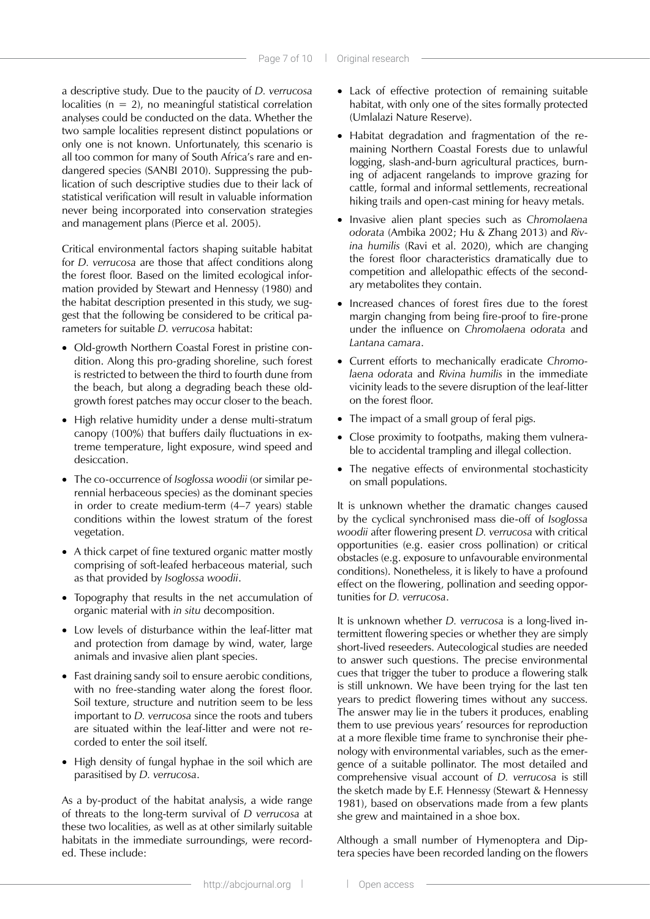a descriptive study. Due to the paucity of *D. verrucosa* localities (n = 2), no meaningful statistical correlation analyses could be conducted on the data. Whether the two sample localities represent distinct populations or only one is not known. Unfortunately, this scenario is all too common for many of South Africa's rare and endangered species (SANBI 2010). Suppressing the publication of such descriptive studies due to their lack of statistical verification will result in valuable information never being incorporated into conservation strategies and management plans (Pierce et al. 2005).

Critical environmental factors shaping suitable habitat for *D. verrucosa* are those that affect conditions along the forest floor. Based on the limited ecological information provided by Stewart and Hennessy (1980) and the habitat description presented in this study, we suggest that the following be considered to be critical parameters for suitable *D. verrucosa* habitat:

- Old-growth Northern Coastal Forest in pristine condition. Along this pro-grading shoreline, such forest is restricted to between the third to fourth dune from the beach, but along a degrading beach these old-growth forest patches may occur closer to the beach.
- High relative humidity under a dense multi-stratum canopy (100%) that buffers daily fluctuations in extreme temperature, light exposure, wind speed and desiccation.
- The co-occurrence of *Isoglossa woodii* (or similar perennial herbaceous species) as the dominant species in order to create medium-term (4–7 years) stable conditions within the lowest stratum of the forest vegetation.
- A thick carpet of fine textured organic matter mostly comprising of soft-leafed herbaceous material, such as that provided by *Isoglossa woodii*.
- Topography that results in the net accumulation of organic material with *in situ* decomposition.
- Low levels of disturbance within the leaf-litter mat and protection from damage by wind, water, large animals and invasive alien plant species.
- Fast draining sandy soil to ensure aerobic conditions, with no free-standing water along the forest floor. Soil texture, structure and nutrition seem to be less important to *D. verrucosa* since the roots and tubers are situated within the leaf-litter and were not recorded to enter the soil itself.
- High density of fungal hyphae in the soil which are parasitised by *D. verrucosa*.

As a by-product of the habitat analysis, a wide range of threats to the long-term survival of *D verrucosa* at these two localities, as well as at other similarly suitable habitats in the immediate surroundings, were recorded. These include:

- Lack of effective protection of remaining suitable habitat, with only one of the sites formally protected (Umlalazi Nature Reserve).
- Habitat degradation and fragmentation of the remaining Northern Coastal Forests due to unlawful logging, slash-and-burn agricultural practices, burning of adjacent rangelands to improve grazing for cattle, formal and informal settlements, recreational hiking trails and open-cast mining for heavy metals.
- Invasive alien plant species such as *Chromolaena odorata* (Ambika 2002; Hu & Zhang 2013) and *Rivina humilis* (Ravi et al. 2020), which are changing the forest floor characteristics dramatically due to competition and allelopathic effects of the secondary metabolites they contain.
- Increased chances of forest fires due to the forest margin changing from being fire-proof to fire-prone under the influence on *Chromolaena odorata* and *Lantana camara*.
- Current efforts to mechanically eradicate *Chromolaena odorata* and *Rivina humilis* in the immediate vicinity leads to the severe disruption of the leaf-litter on the forest floor.
- The impact of a small group of feral pigs.
- Close proximity to footpaths, making them vulnerable to accidental trampling and illegal collection.
- The negative effects of environmental stochasticity on small populations.

It is unknown whether the dramatic changes caused by the cyclical synchronised mass die-off of *Isoglossa woodii* after flowering present *D. verrucosa* with critical opportunities (e.g. easier cross pollination) or critical obstacles (e.g. exposure to unfavourable environmental conditions). Nonetheless, it is likely to have a profound effect on the flowering, pollination and seeding opportunities for *D. verrucosa*.

It is unknown whether *D. verrucosa* is a long-lived intermittent flowering species or whether they are simply short-lived reseeders. Autecological studies are needed to answer such questions. The precise environmental cues that trigger the tuber to produce a flowering stalk is still unknown. We have been trying for the last ten years to predict flowering times without any success. The answer may lie in the tubers it produces, enabling them to use previous years' resources for reproduction at a more flexible time frame to synchronise their phenology with environmental variables, such as the emergence of a suitable pollinator. The most detailed and comprehensive visual account of *D. verrucosa* is still the sketch made by E.F. Hennessy (Stewart & Hennessy 1981), based on observations made from a few plants she grew and maintained in a shoe box.

Although a small number of Hymenoptera and Diptera species have been recorded landing on the flowers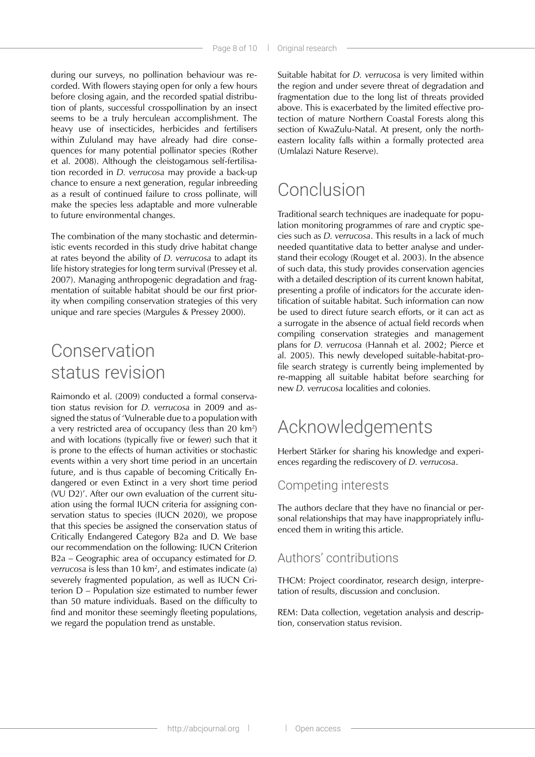during our surveys, no pollination behaviour was recorded. With flowers staying open for only a few hours before closing again, and the recorded spatial distribution of plants, successful crosspollination by an insect seems to be a truly herculean accomplishment. The heavy use of insecticides, herbicides and fertilisers within Zululand may have already had dire consequences for many potential pollinator species (Rother et al. 2008). Although the cleistogamous self-fertilisation recorded in *D. verrucosa* may provide a back-up chance to ensure a next generation, regular inbreeding as a result of continued failure to cross pollinate, will make the species less adaptable and more vulnerable to future environmental changes.

The combination of the many stochastic and deterministic events recorded in this study drive habitat change at rates beyond the ability of *D. verrucosa* to adapt its life history strategies for long term survival (Pressey et al. 2007). Managing anthropogenic degradation and fragmentation of suitable habitat should be our first priority when compiling conservation strategies of this very unique and rare species (Margules & Pressey 2000).

# Conservation status revision

Raimondo et al. (2009) conducted a formal conservation status revision for *D. verrucosa* in 2009 and assigned the status of 'Vulnerable due to a population with a very restricted area of occupancy (less than 20 km$^2$) and with locations (typically five or fewer) such that it is prone to the effects of human activities or stochastic events within a very short time period in an uncertain future, and is thus capable of becoming Critically Endangered or even Extinct in a very short time period (VU D2)'. After our own evaluation of the current situation using the formal IUCN criteria for assigning conservation status to species (IUCN 2020), we propose that this species be assigned the conservation status of Critically Endangered Category B2a and D. We base our recommendation on the following: IUCN Criterion B2a – Geographic area of occupancy estimated for *D. verrucosa* is less than 10 km$^2$, and estimates indicate (a) severely fragmented population, as well as IUCN Criterion D – Population size estimated to number fewer than 50 mature individuals. Based on the difficulty to find and monitor these seemingly fleeting populations, we regard the population trend as unstable.

Suitable habitat for *D. verrucosa* is very limited within the region and under severe threat of degradation and fragmentation due to the long list of threats provided above. This is exacerbated by the limited effective protection of mature Northern Coastal Forests along this section of KwaZulu-Natal. At present, only the northeastern locality falls within a formally protected area (Umlalazi Nature Reserve).

# Conclusion

Traditional search techniques are inadequate for population monitoring programmes of rare and cryptic species such as *D. verrucosa*. This results in a lack of much needed quantitative data to better analyse and understand their ecology (Rouget et al. 2003). In the absence of such data, this study provides conservation agencies with a detailed description of its current known habitat, presenting a profile of indicators for the accurate identification of suitable habitat. Such information can now be used to direct future search efforts, or it can act as a surrogate in the absence of actual field records when compiling conservation strategies and management plans for *D. verrucosa* (Hannah et al. 2002; Pierce et al. 2005). This newly developed suitable-habitat-profile search strategy is currently being implemented by re-mapping all suitable habitat before searching for new *D. verrucosa* localities and colonies.

# Acknowledgements

Herbert Stärker for sharing his knowledge and experiences regarding the rediscovery of *D. verrucosa*.

## Competing interests

The authors declare that they have no financial or personal relationships that may have inappropriately influenced them in writing this article.

## Authors' contributions

THCM: Project coordinator, research design, interpretation of results, discussion and conclusion.

REM: Data collection, vegetation analysis and description, conservation status revision.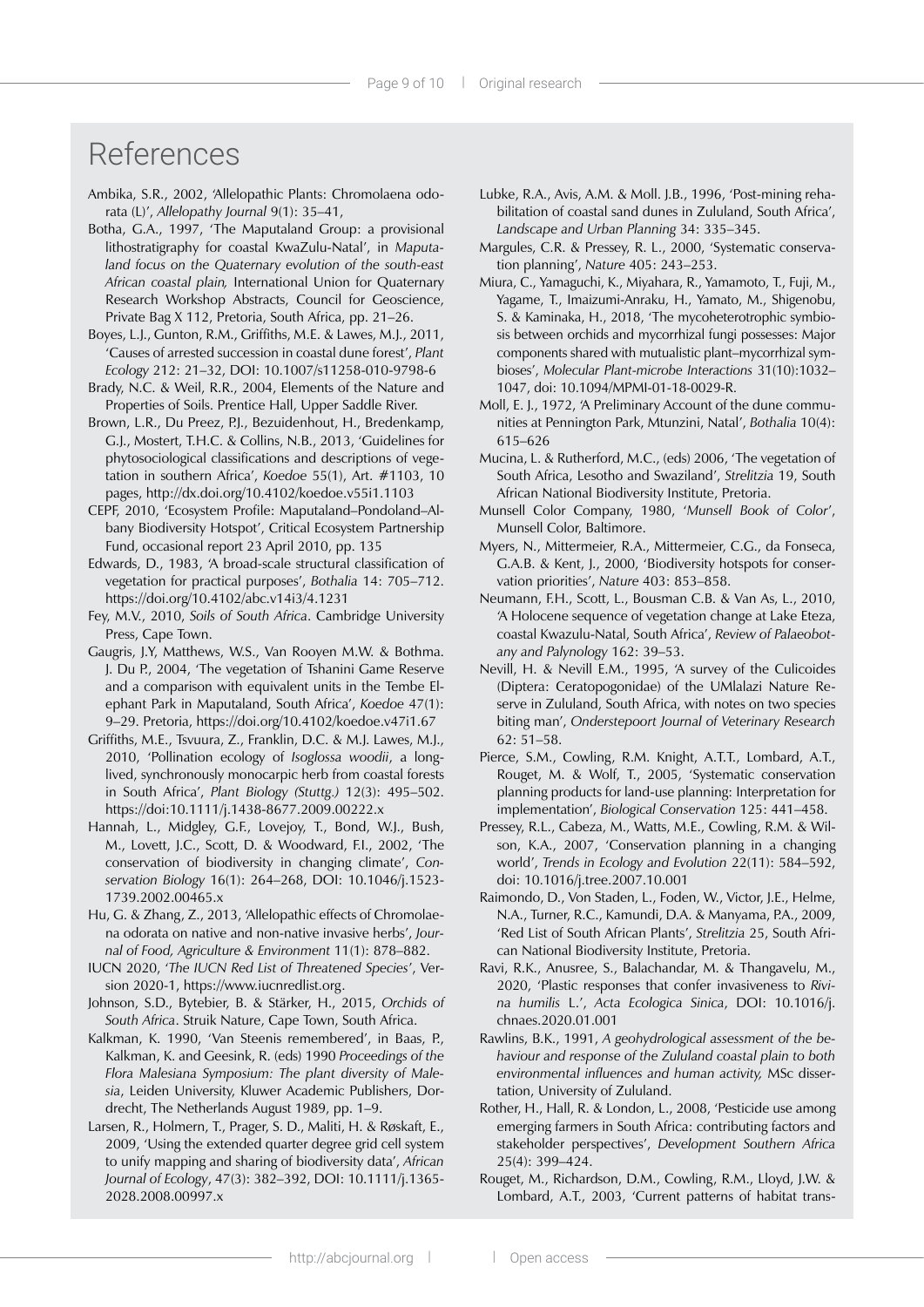# References

Ambika, S.R., 2002, 'Allelopathic Plants: Chromolaena odorata (L)', *Allelopathy Journal* 9(1): 35–41,

Botha, G.A., 1997, 'The Maputaland Group: a provisional lithostratigraphy for coastal KwaZulu-Natal', in *Maputaland focus on the Quaternary evolution of the south-east African coastal plain,* International Union for Quaternary Research Workshop Abstracts, Council for Geoscience, Private Bag X 112, Pretoria, South Africa, pp. 21–26.

Boyes, L.J., Gunton, R.M., Griffiths, M.E. & Lawes, M.J., 2011, 'Causes of arrested succession in coastal dune forest', *Plant Ecology* 212: 21–32, DOI: 10.1007/s11258-010-9798-6

Brady, N.C. & Weil, R.R., 2004, Elements of the Nature and Properties of Soils. Prentice Hall, Upper Saddle River.

Brown, L.R., Du Preez, P.J., Bezuidenhout, H., Bredenkamp, G.J., Mostert, T.H.C. & Collins, N.B., 2013, 'Guidelines for phytosociological classifications and descriptions of vegetation in southern Africa', *Koedoe* 55(1), Art. #1103, 10 pages, http://dx.doi.org/10.4102/koedoe.v55i1.1103

CEPF, 2010, 'Ecosystem Profile: Maputaland–Pondoland–Albany Biodiversity Hotspot', Critical Ecosystem Partnership Fund, occasional report 23 April 2010, pp. 135

Edwards, D., 1983, 'A broad-scale structural classification of vegetation for practical purposes', *Bothalia* 14: 705–712. https://doi.org/10.4102/abc.v14i3/4.1231

Fey, M.V., 2010, *Soils of South Africa*. Cambridge University Press, Cape Town.

Gaugris, J.Y, Matthews, W.S., Van Rooyen M.W. & Bothma. J. Du P., 2004, 'The vegetation of Tshanini Game Reserve and a comparison with equivalent units in the Tembe Elephant Park in Maputaland, South Africa', *Koedoe* 47(1): 9–29. Pretoria, https://doi.org/10.4102/koedoe.v47i1.67

Griffiths, M.E., Tsvuura, Z., Franklin, D.C. & M.J. Lawes, M.J., 2010, 'Pollination ecology of *Isoglossa woodii*, a long-lived, synchronously monocarpic herb from coastal forests in South Africa', *Plant Biology (Stuttg.)* 12(3): 495–502. https://doi:10.1111/j.1438-8677.2009.00222.x

Hannah, L., Midgley, G.F., Lovejoy, T., Bond, W.J., Bush, M., Lovett, J.C., Scott, D. & Woodward, F.I., 2002, 'The conservation of biodiversity in changing climate', *Conservation Biology* 16(1): 264–268, DOI: 10.1046/j.1523-1739.2002.00465.x

Hu, G. & Zhang, Z., 2013, 'Allelopathic effects of Chromolaena odorata on native and non-native invasive herbs', *Journal of Food, Agriculture & Environment* 11(1): 878–882.

IUCN 2020, '*The IUCN Red List of Threatened Species*', Version 2020-1, https://www.iucnredlist.org.

Johnson, S.D., Bytebier, B. & Stärker, H., 2015, *Orchids of South Africa*. Struik Nature, Cape Town, South Africa.

Kalkman, K. 1990, 'Van Steenis remembered', in Baas, P., Kalkman, K. and Geesink, R. (eds) 1990 *Proceedings of the Flora Malesiana Symposium: The plant diversity of Malesia*, Leiden University, Kluwer Academic Publishers, Dordrecht, The Netherlands August 1989, pp. 1–9.

Larsen, R., Holmern, T., Prager, S. D., Maliti, H. & Røskaft, E., 2009, 'Using the extended quarter degree grid cell system to unify mapping and sharing of biodiversity data', *African Journal of Ecology*, 47(3): 382–392, DOI: 10.1111/j.1365-2028.2008.00997.x

Lubke, R.A., Avis, A.M. & Moll. J.B., 1996, 'Post-mining rehabilitation of coastal sand dunes in Zululand, South Africa', *Landscape and Urban Planning* 34: 335–345.

Margules, C.R. & Pressey, R. L., 2000, 'Systematic conservation planning', *Nature* 405: 243–253.

Miura, C., Yamaguchi, K., Miyahara, R., Yamamoto, T., Fuji, M., Yagame, T., Imaizumi-Anraku, H., Yamato, M., Shigenobu, S. & Kaminaka, H., 2018, 'The mycoheterotrophic symbiosis between orchids and mycorrhizal fungi possesses: Major components shared with mutualistic plant–mycorrhizal symbioses', *Molecular Plant-microbe Interactions* 31(10):1032–1047, doi: 10.1094/MPMI-01-18-0029-R.

Moll, E. J., 1972, 'A Preliminary Account of the dune communities at Pennington Park, Mtunzini, Natal', *Bothalia* 10(4): 615–626

Mucina, L. & Rutherford, M.C., (eds) 2006, 'The vegetation of South Africa, Lesotho and Swaziland', *Strelitzia* 19, South African National Biodiversity Institute, Pretoria.

Munsell Color Company, 1980, '*Munsell Book of Color*', Munsell Color, Baltimore.

Myers, N., Mittermeier, R.A., Mittermeier, C.G., da Fonseca, G.A.B. & Kent, J., 2000, 'Biodiversity hotspots for conservation priorities', *Nature* 403: 853–858.

Neumann, F.H., Scott, L., Bousman C.B. & Van As, L., 2010, 'A Holocene sequence of vegetation change at Lake Eteza, coastal Kwazulu-Natal, South Africa', *Review of Palaeobotany and Palynology* 162: 39–53.

Nevill, H. & Nevill E.M., 1995, 'A survey of the Culicoides (Diptera: Ceratopogonidae) of the UMlalazi Nature Reserve in Zululand, South Africa, with notes on two species biting man', *Onderstepoort Journal of Veterinary Research* 62: 51–58.

Pierce, S.M., Cowling, R.M. Knight, A.T.T., Lombard, A.T., Rouget, M. & Wolf, T., 2005, 'Systematic conservation planning products for land-use planning: Interpretation for implementation', *Biological Conservation* 125: 441–458.

Pressey, R.L., Cabeza, M., Watts, M.E., Cowling, R.M. & Wilson, K.A., 2007, 'Conservation planning in a changing world', *Trends in Ecology and Evolution* 22(11): 584–592, doi: 10.1016/j.tree.2007.10.001

Raimondo, D., Von Staden, L., Foden, W., Victor, J.E., Helme, N.A., Turner, R.C., Kamundi, D.A. & Manyama, P.A., 2009, 'Red List of South African Plants', *Strelitzia* 25, South African National Biodiversity Institute, Pretoria.

Ravi, R.K., Anusree, S., Balachandar, M. & Thangavelu, M., 2020, 'Plastic responses that confer invasiveness to *Rivina humilis* L.', *Acta Ecologica Sinica*, DOI: 10.1016/j.chnaes.2020.01.001

Rawlins, B.K., 1991, *A geohydrological assessment of the behaviour and response of the Zululand coastal plain to both environmental influences and human activity,* MSc dissertation, University of Zululand.

Rother, H., Hall, R. & London, L., 2008, 'Pesticide use among emerging farmers in South Africa: contributing factors and stakeholder perspectives', *Development Southern Africa* 25(4): 399–424.

Rouget, M., Richardson, D.M., Cowling, R.M., Lloyd, J.W. & Lombard, A.T., 2003, 'Current patterns of habitat trans-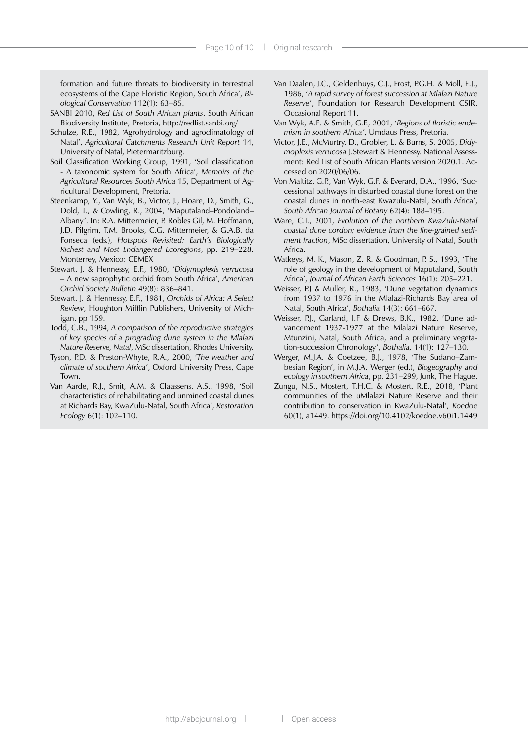formation and future threats to biodiversity in terrestrial ecosystems of the Cape Floristic Region, South Africa', *Biological Conservation* 112(1): 63–85.

SANBI 2010, *Red List of South African plants*, South African Biodiversity Institute, Pretoria, http://redlist.sanbi.org/

Schulze, R.E., 1982, 'Agrohydrology and agroclimatology of Natal', *Agricultural Catchments Research Unit Report* 14, University of Natal, Pietermaritzburg.

Soil Classification Working Group, 1991, 'Soil classification - A taxonomic system for South Africa', *Memoirs of the Agricultural Resources South Africa* 15, Department of Agricultural Development, Pretoria.

Steenkamp, Y., Van Wyk, B., Victor, J., Hoare, D., Smith, G., Dold, T., & Cowling, R., 2004, 'Maputaland–Pondoland–Albany'. In: R.A. Mittermeier, P. Robles Gil, M. Hoffmann, J.D. Pilgrim, T.M. Brooks, C.G. Mittermeier, & G.A.B. da Fonseca (eds.), *Hotspots Revisited: Earth's Biologically Richest and Most Endangered Ecoregions*, pp. 219–228. Monterrey, Mexico: CEMEX

Stewart, J. & Hennessy, E.F., 1980, '*Didymoplexis verrucosa* – A new saprophytic orchid from South Africa', *American Orchid Society Bulletin* 49(8): 836–841.

Stewart, J. & Hennessy, E.F., 1981, *Orchids of Africa: A Select Review*, Houghton Mifflin Publishers, University of Michigan, pp 159.

Todd, C.B., 1994, *A comparison of the reproductive strategies of key species of a prograding dune system in the Mlalazi Nature Reserve, Natal*, MSc dissertation, Rhodes University.

Tyson, P.D. & Preston-Whyte, R.A., 2000, '*The weather and climate of southern Africa*', Oxford University Press, Cape Town.

Van Aarde, R.J., Smit, A.M. & Claassens, A.S., 1998, 'Soil characteristics of rehabilitating and unmined coastal dunes at Richards Bay, KwaZulu-Natal, South Africa', *Restoration Ecology* 6(1): 102–110.

Van Daalen, J.C., Geldenhuys, C.J., Frost, P.G.H. & Moll, E.J., 1986, '*A rapid survey of forest succession at Mlalazi Nature Reserve*', Foundation for Research Development CSIR, Occasional Report 11.

Van Wyk, A.E. & Smith, G.F., 2001, '*Regions of floristic endemism in southern Africa*', Umdaus Press, Pretoria.

Victor, J.E., McMurtry, D., Grobler, L. & Burns, S. 2005, *Didymoplexis verrucosa* J.Stewart & Hennessy. National Assessment: Red List of South African Plants version 2020.1. Accessed on 2020/06/06.

Von Maltitz, G.P., Van Wyk, G.F. & Everard, D.A., 1996, 'Successional pathways in disturbed coastal dune forest on the coastal dunes in north-east Kwazulu-Natal, South Africa', *South African Journal of Botany* 62(4): 188–195.

Ware, C.I., 2001, *Evolution of the northern KwaZulu-Natal coastal dune cordon; evidence from the fine-grained sediment fraction*, MSc dissertation, University of Natal, South Africa.

Watkeys, M. K., Mason, Z. R. & Goodman, P. S., 1993, 'The role of geology in the development of Maputaland, South Africa', *Journal of African Earth Sciences* 16(1): 205–221.

Weisser, P.J & Muller, R., 1983, 'Dune vegetation dynamics from 1937 to 1976 in the Mlalazi-Richards Bay area of Natal, South Africa', *Bothalia* 14(3): 661–667.

Weisser, P.J., Garland, I.F & Drews, B.K., 1982, 'Dune advancement 1937-1977 at the Mlalazi Nature Reserve, Mtunzini, Natal, South Africa, and a preliminary vegetation-succession Chronology', *Bothalia,* 14(1): 127–130.

Werger, M.J.A. & Coetzee, B.J., 1978, 'The Sudano–Zambesian Region', in M.J.A. Werger (ed.), *Biogeography and ecology in southern Africa*, pp. 231–299, Junk, The Hague.

Zungu, N.S., Mostert, T.H.C. & Mostert, R.E., 2018, 'Plant communities of the uMlalazi Nature Reserve and their contribution to conservation in KwaZulu-Natal', *Koedoe* 60(1), a1449. https://doi.org/10.4102/koedoe.v60i1.1449